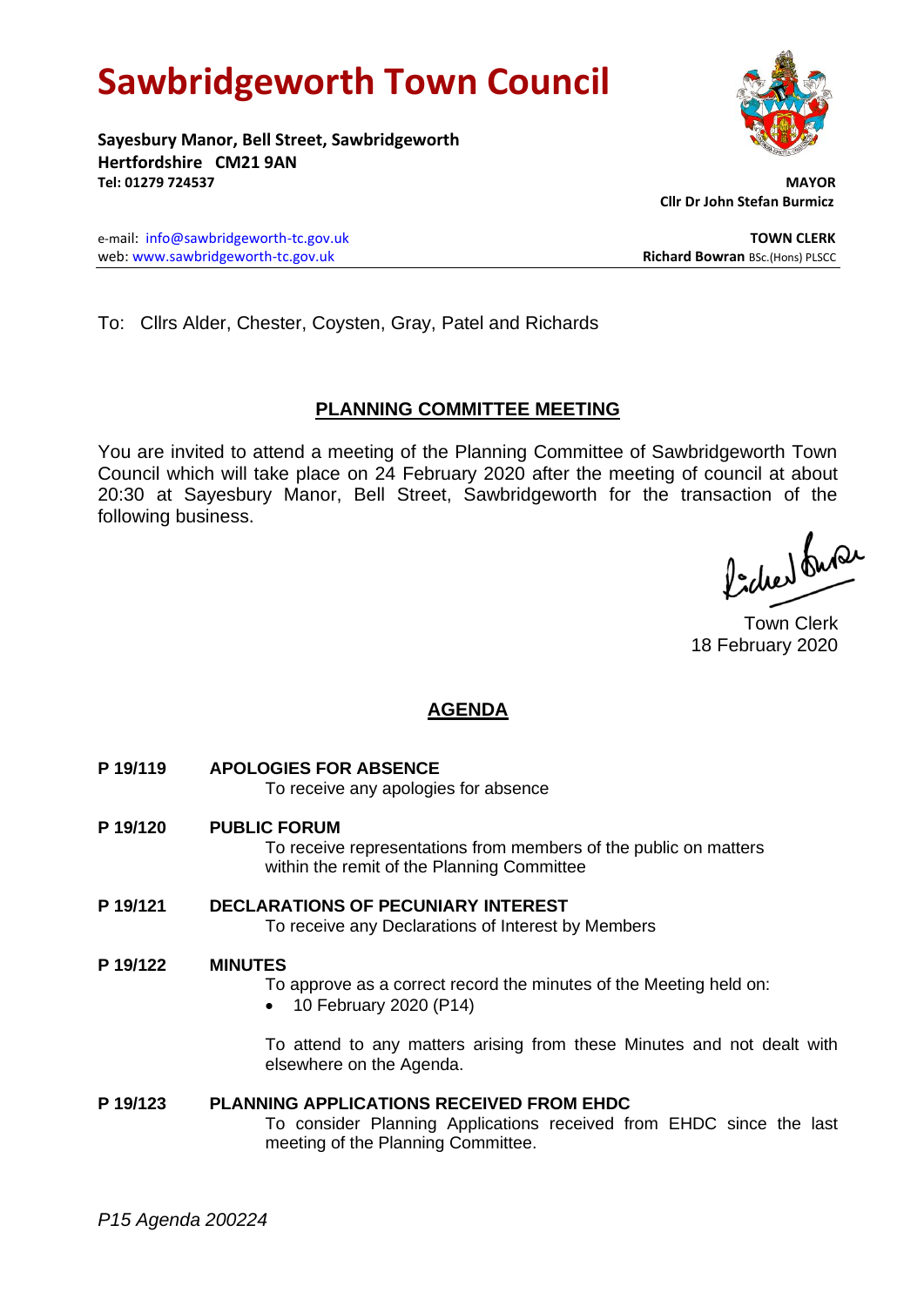# Sawbridgeworth Town Council

**Sayesbury Manor, Bell Street, Sawbridgeworth**
**Hertfordshire CM21 9AN**
**Tel: 01279 724537**

**MAYOR**
**Cllr Dr John Stefan Burmicz**

e-mail: info@sawbridgeworth-tc.gov.uk
web: www.sawbridgeworth-tc.gov.uk

**TOWN CLERK**
**Richard Bowran** BSc.(Hons) PLSCC

To: Cllrs Alder, Chester, Coysten, Gray, Patel and Richards

## PLANNING COMMITTEE MEETING

You are invited to attend a meeting of the Planning Committee of Sawbridgeworth Town Council which will take place on 24 February 2020 after the meeting of council at about 20:30 at Sayesbury Manor, Bell Street, Sawbridgeworth for the transaction of the following business.

Town Clerk
18 February 2020

## AGENDA

**P 19/119 APOLOGIES FOR ABSENCE**
To receive any apologies for absence

**P 19/120 PUBLIC FORUM**
To receive representations from members of the public on matters within the remit of the Planning Committee

**P 19/121 DECLARATIONS OF PECUNIARY INTEREST**
To receive any Declarations of Interest by Members

**P 19/122 MINUTES**
To approve as a correct record the minutes of the Meeting held on:

- 10 February 2020 (P14)

To attend to any matters arising from these Minutes and not dealt with elsewhere on the Agenda.

**P 19/123 PLANNING APPLICATIONS RECEIVED FROM EHDC**
To consider Planning Applications received from EHDC since the last meeting of the Planning Committee.

*P15 Agenda 200224*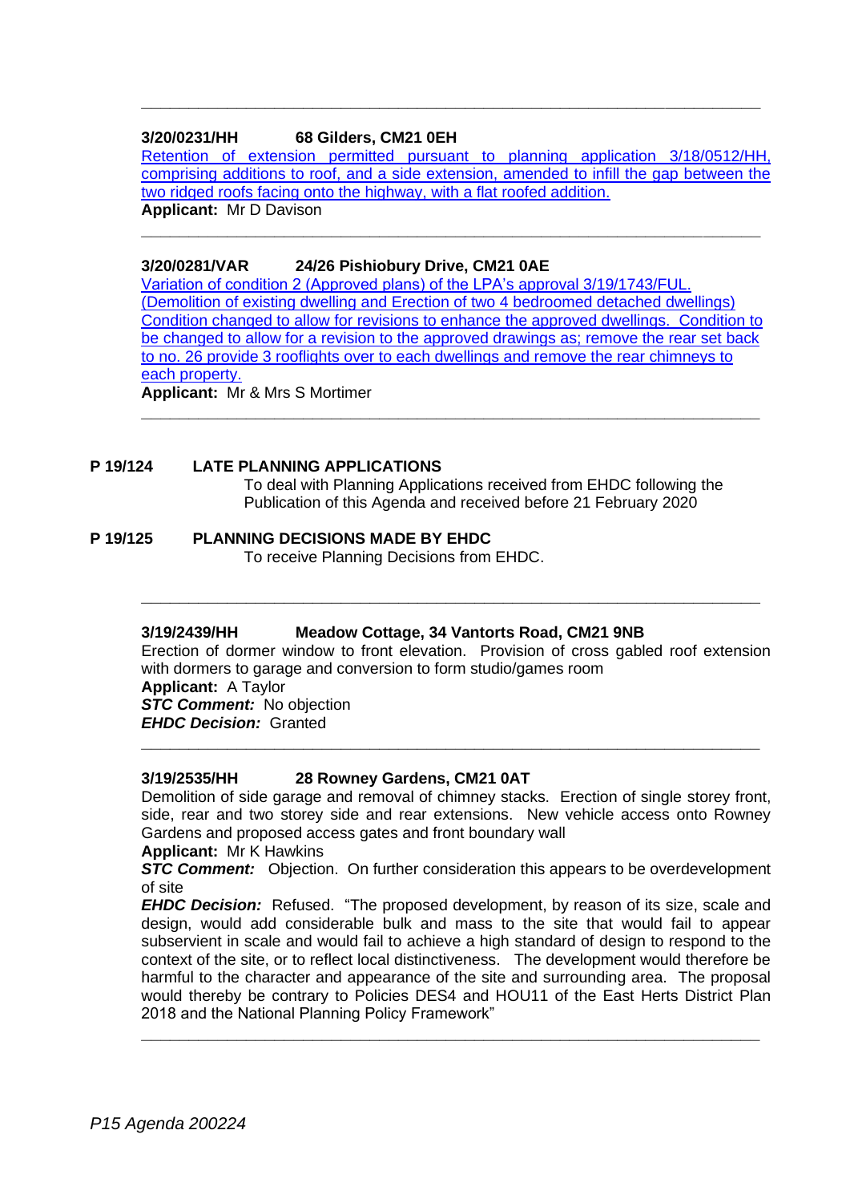---

**3/20/0231/HH 68 Gilders, CM21 0EH**

Retention of extension permitted pursuant to planning application 3/18/0512/HH, comprising additions to roof, and a side extension, amended to infill the gap between the two ridged roofs facing onto the highway, with a flat roofed addition.

**Applicant:** Mr D Davison

---

**3/20/0281/VAR 24/26 Pishiobury Drive, CM21 0AE**

Variation of condition 2 (Approved plans) of the LPA's approval 3/19/1743/FUL. (Demolition of existing dwelling and Erection of two 4 bedroomed detached dwellings) Condition changed to allow for revisions to enhance the approved dwellings. Condition to be changed to allow for a revision to the approved drawings as; remove the rear set back to no. 26 provide 3 rooflights over to each dwellings and remove the rear chimneys to each property.

**Applicant:** Mr & Mrs S Mortimer

---

**P 19/124 LATE PLANNING APPLICATIONS**

To deal with Planning Applications received from EHDC following the Publication of this Agenda and received before 21 February 2020

**P 19/125 PLANNING DECISIONS MADE BY EHDC**

To receive Planning Decisions from EHDC.

---

**3/19/2439/HH Meadow Cottage, 34 Vantorts Road, CM21 9NB**

Erection of dormer window to front elevation. Provision of cross gabled roof extension with dormers to garage and conversion to form studio/games room

**Applicant:** A Taylor

***STC Comment:*** No objection

***EHDC Decision:*** Granted

---

**3/19/2535/HH 28 Rowney Gardens, CM21 0AT**

Demolition of side garage and removal of chimney stacks. Erection of single storey front, side, rear and two storey side and rear extensions. New vehicle access onto Rowney Gardens and proposed access gates and front boundary wall

**Applicant:** Mr K Hawkins

***STC Comment:*** Objection. On further consideration this appears to be overdevelopment of site

***EHDC Decision:*** Refused. "The proposed development, by reason of its size, scale and design, would add considerable bulk and mass to the site that would fail to appear subservient in scale and would fail to achieve a high standard of design to respond to the context of the site, or to reflect local distinctiveness. The development would therefore be harmful to the character and appearance of the site and surrounding area. The proposal would thereby be contrary to Policies DES4 and HOU11 of the East Herts District Plan 2018 and the National Planning Policy Framework"

---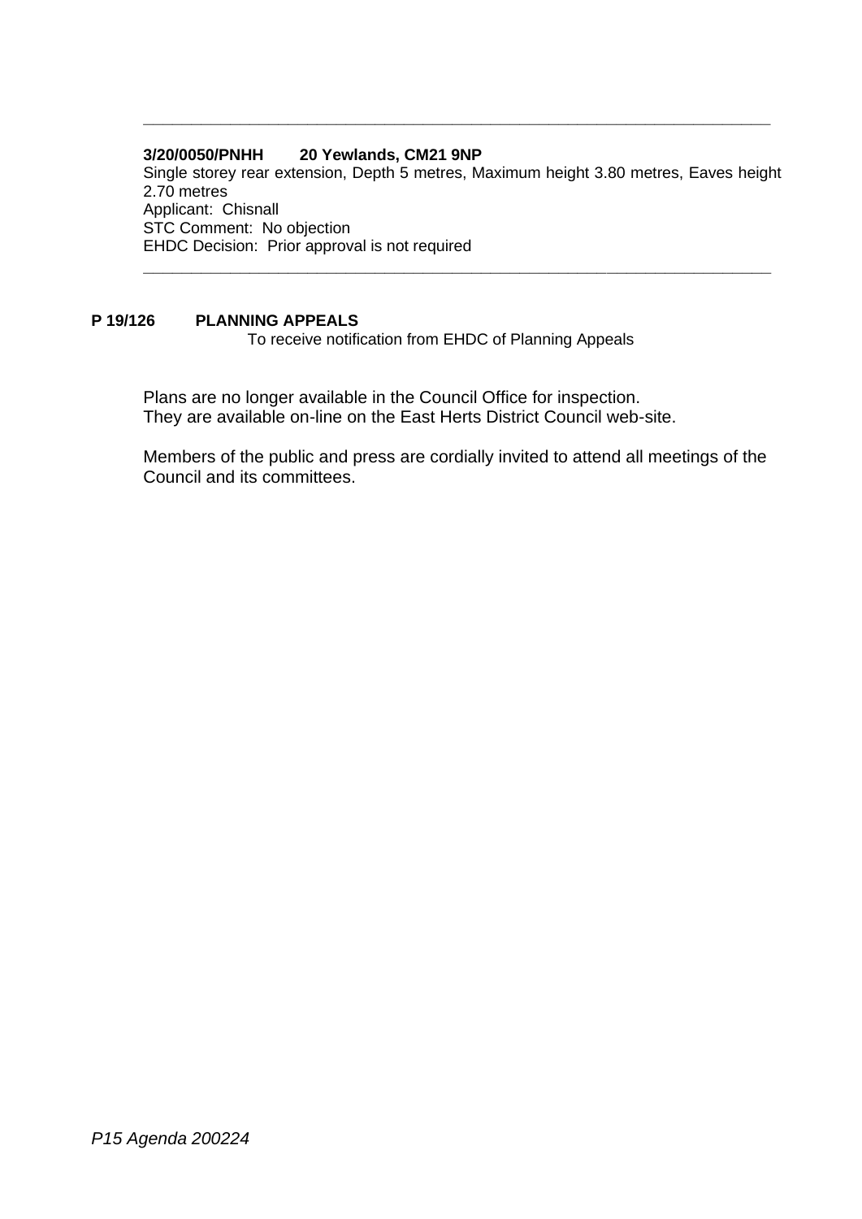---

**3/20/0050/PNHH 20 Yewlands, CM21 9NP**
Single storey rear extension, Depth 5 metres, Maximum height 3.80 metres, Eaves height 2.70 metres
Applicant: Chisnall
STC Comment: No objection
EHDC Decision: Prior approval is not required

---

**P 19/126 PLANNING APPEALS**
To receive notification from EHDC of Planning Appeals

Plans are no longer available in the Council Office for inspection.
They are available on-line on the East Herts District Council web-site.

Members of the public and press are cordially invited to attend all meetings of the Council and its committees.

*P15 Agenda 200224*